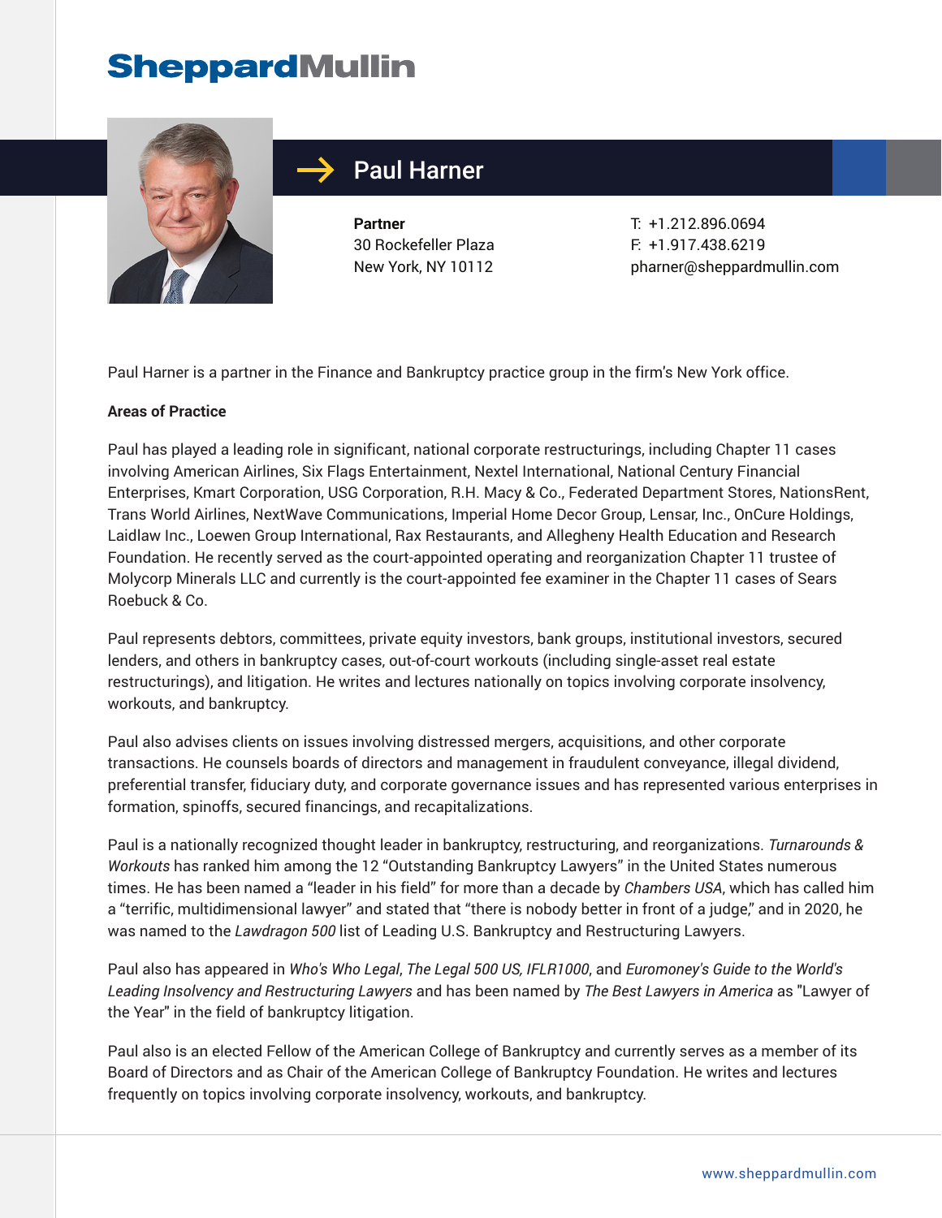SheppardMullin

# Paul Harner

**Partner**
30 Rockefeller Plaza
New York, NY 10112

T: +1.212.896.0694
F: +1.917.438.6219
pharner@sheppardmullin.com

Paul Harner is a partner in the Finance and Bankruptcy practice group in the firm's New York office.

**Areas of Practice**

Paul has played a leading role in significant, national corporate restructurings, including Chapter 11 cases involving American Airlines, Six Flags Entertainment, Nextel International, National Century Financial Enterprises, Kmart Corporation, USG Corporation, R.H. Macy & Co., Federated Department Stores, NationsRent, Trans World Airlines, NextWave Communications, Imperial Home Decor Group, Lensar, Inc., OnCure Holdings, Laidlaw Inc., Loewen Group International, Rax Restaurants, and Allegheny Health Education and Research Foundation. He recently served as the court-appointed operating and reorganization Chapter 11 trustee of Molycorp Minerals LLC and currently is the court-appointed fee examiner in the Chapter 11 cases of Sears Roebuck & Co.

Paul represents debtors, committees, private equity investors, bank groups, institutional investors, secured lenders, and others in bankruptcy cases, out-of-court workouts (including single-asset real estate restructurings), and litigation. He writes and lectures nationally on topics involving corporate insolvency, workouts, and bankruptcy.

Paul also advises clients on issues involving distressed mergers, acquisitions, and other corporate transactions. He counsels boards of directors and management in fraudulent conveyance, illegal dividend, preferential transfer, fiduciary duty, and corporate governance issues and has represented various enterprises in formation, spinoffs, secured financings, and recapitalizations.

Paul is a nationally recognized thought leader in bankruptcy, restructuring, and reorganizations. *Turnarounds & Workouts* has ranked him among the 12 "Outstanding Bankruptcy Lawyers" in the United States numerous times. He has been named a "leader in his field" for more than a decade by *Chambers USA*, which has called him a "terrific, multidimensional lawyer" and stated that "there is nobody better in front of a judge," and in 2020, he was named to the *Lawdragon 500* list of Leading U.S. Bankruptcy and Restructuring Lawyers.

Paul also has appeared in *Who's Who Legal*, *The Legal 500 US, IFLR1000*, and *Euromoney's Guide to the World's Leading Insolvency and Restructuring Lawyers* and has been named by *The Best Lawyers in America* as "Lawyer of the Year" in the field of bankruptcy litigation.

Paul also is an elected Fellow of the American College of Bankruptcy and currently serves as a member of its Board of Directors and as Chair of the American College of Bankruptcy Foundation. He writes and lectures frequently on topics involving corporate insolvency, workouts, and bankruptcy.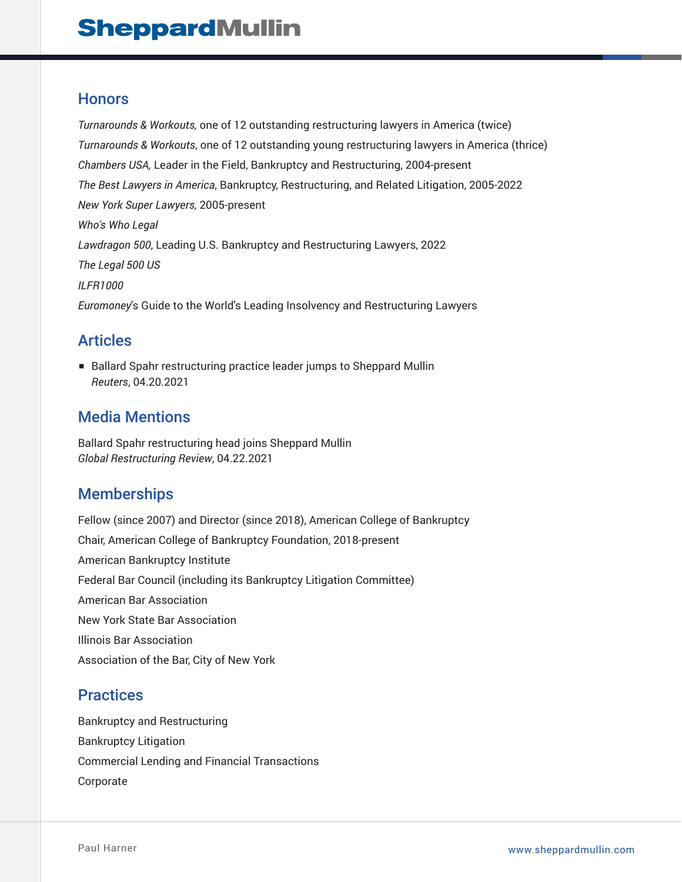## Honors

*Turnarounds & Workouts,* one of 12 outstanding restructuring lawyers in America (twice)

*Turnarounds & Workouts*, one of 12 outstanding young restructuring lawyers in America (thrice)

*Chambers USA,* Leader in the Field, Bankruptcy and Restructuring, 2004-present

*The Best Lawyers in America*, Bankruptcy, Restructuring, and Related Litigation, 2005-2022

*New York Super Lawyers,* 2005-present

*Who's Who Legal*

*Lawdragon 500*, Leading U.S. Bankruptcy and Restructuring Lawyers, 2022

*The Legal 500 US*

*ILFR1000*

*Euromoney*'s Guide to the World's Leading Insolvency and Restructuring Lawyers

## Articles

- Ballard Spahr restructuring practice leader jumps to Sheppard Mullin
  *Reuters*, 04.20.2021

## Media Mentions

Ballard Spahr restructuring head joins Sheppard Mullin
*Global Restructuring Review*, 04.22.2021

## Memberships

Fellow (since 2007) and Director (since 2018), American College of Bankruptcy

Chair, American College of Bankruptcy Foundation, 2018-present

American Bankruptcy Institute

Federal Bar Council (including its Bankruptcy Litigation Committee)

American Bar Association

New York State Bar Association

Illinois Bar Association

Association of the Bar, City of New York

## Practices

Bankruptcy and Restructuring

Bankruptcy Litigation

Commercial Lending and Financial Transactions

Corporate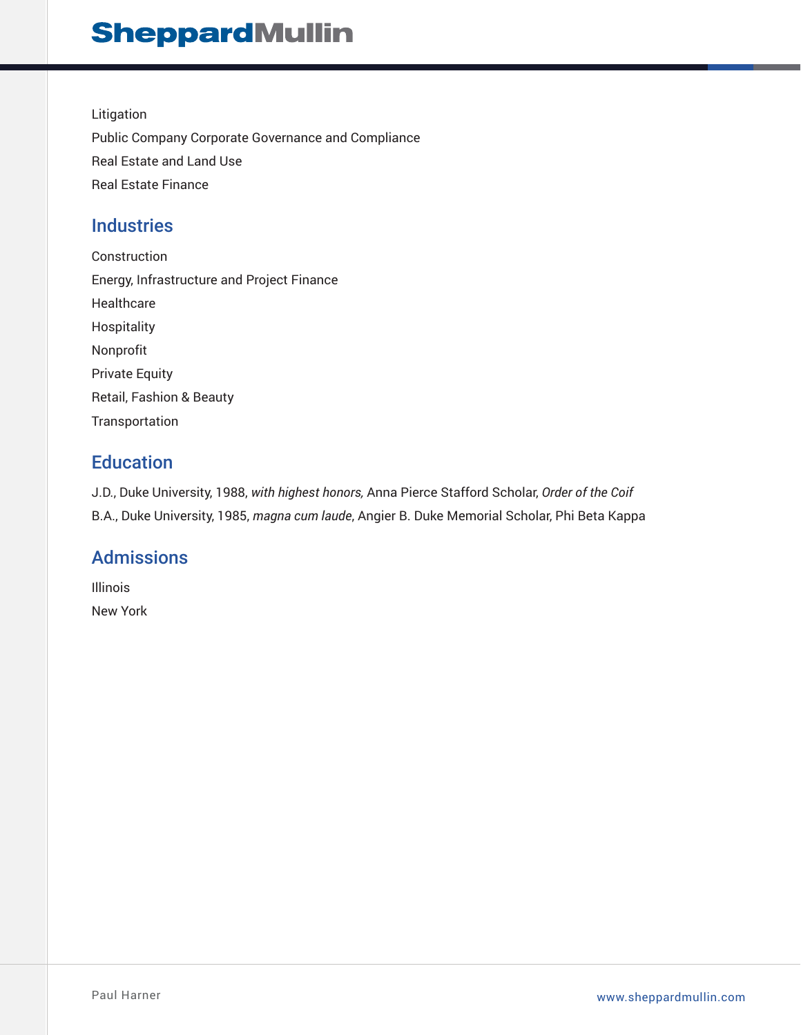Litigation

Public Company Corporate Governance and Compliance

Real Estate and Land Use

Real Estate Finance

## Industries

Construction

Energy, Infrastructure and Project Finance

Healthcare

Hospitality

Nonprofit

Private Equity

Retail, Fashion & Beauty

Transportation

## Education

J.D., Duke University, 1988, *with highest honors,* Anna Pierce Stafford Scholar, *Order of the Coif*

B.A., Duke University, 1985, *magna cum laude*, Angier B. Duke Memorial Scholar, Phi Beta Kappa

## Admissions

Illinois

New York